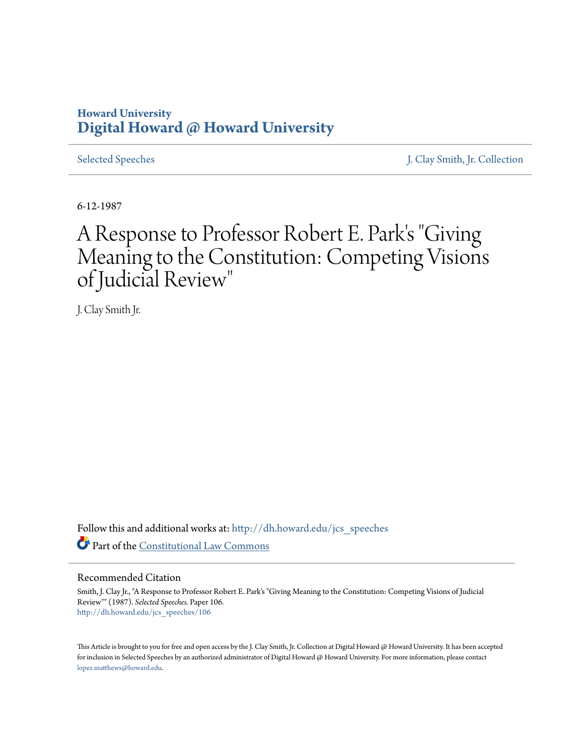Howard University
**Digital Howard @ Howard University**

Selected Speeches | J. Clay Smith, Jr. Collection

6-12-1987

# A Response to Professor Robert E. Park's "Giving Meaning to the Constitution: Competing Visions of Judicial Review"

J. Clay Smith Jr.

Follow this and additional works at: http://dh.howard.edu/jcs_speeches

Part of the Constitutional Law Commons

## Recommended Citation

Smith, J. Clay Jr., "A Response to Professor Robert E. Park's "Giving Meaning to the Constitution: Competing Visions of Judicial Review"" (1987). *Selected Speeches.* Paper 106.
http://dh.howard.edu/jcs_speeches/106

This Article is brought to you for free and open access by the J. Clay Smith, Jr. Collection at Digital Howard @ Howard University. It has been accepted for inclusion in Selected Speeches by an authorized administrator of Digital Howard @ Howard University. For more information, please contact lopez.matthews@howard.edu.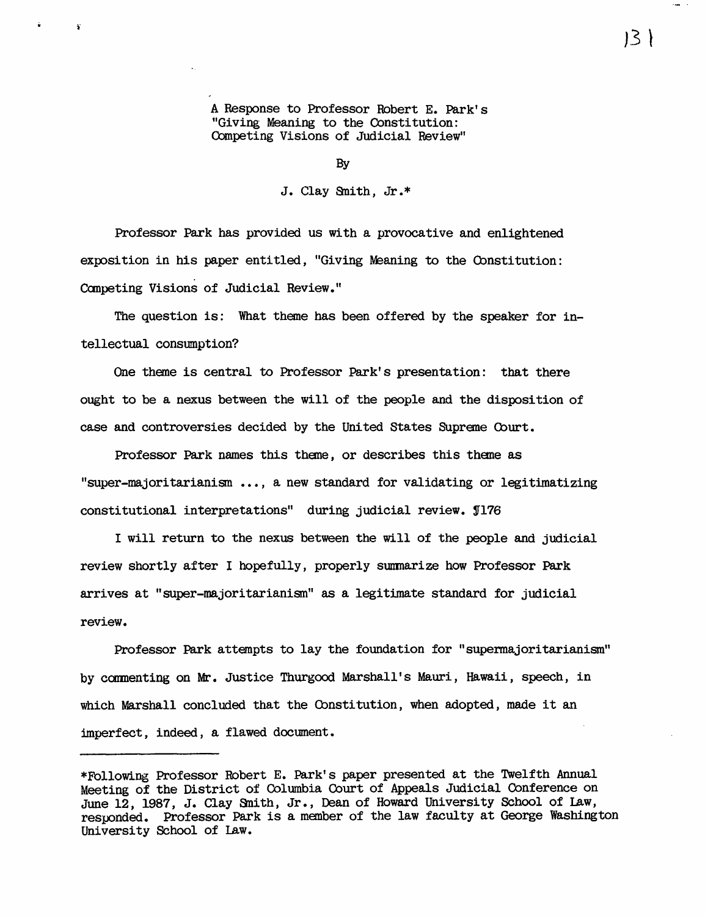A Response to Professor Robert E. Park's "Giving Meaning to the Constitution: Competing Visions of Judicial Review"

By

J. Clay Smith, Jr.*

Professor Park has provided us with a provocative and enlightened exposition in his paper entitled, "Giving Meaning to the Constitution: Competing Visions of Judicial Review."

The question is: What theme has been offered by the speaker for intellectual consumption?

One theme is central to Professor Park's presentation: that there ought to be a nexus between the will of the people and the disposition of case and controversies decided by the United States Supreme Court.

Professor Park names this theme, or describes this theme as "super-majoritarianism ..., a new standard for validating or legitimatizing constitutional interpretations" during judicial review. ¶176

I will return to the nexus between the will of the people and judicial review shortly after I hopefully, properly summarize how Professor Park arrives at "super-majoritarianism" as a legitimate standard for judicial review.

Professor Park attempts to lay the foundation for "supermajoritarianism" by commenting on Mr. Justice Thurgood Marshall's Mauri, Hawaii, speech, in which Marshall concluded that the Constitution, when adopted, made it an imperfect, indeed, a flawed document.

---

*Following Professor Robert E. Park's paper presented at the Twelfth Annual Meeting of the District of Columbia Court of Appeals Judicial Conference on June 12, 1987, J. Clay Smith, Jr., Dean of Howard University School of Law, responded. Professor Park is a member of the law faculty at George Washington University School of Law.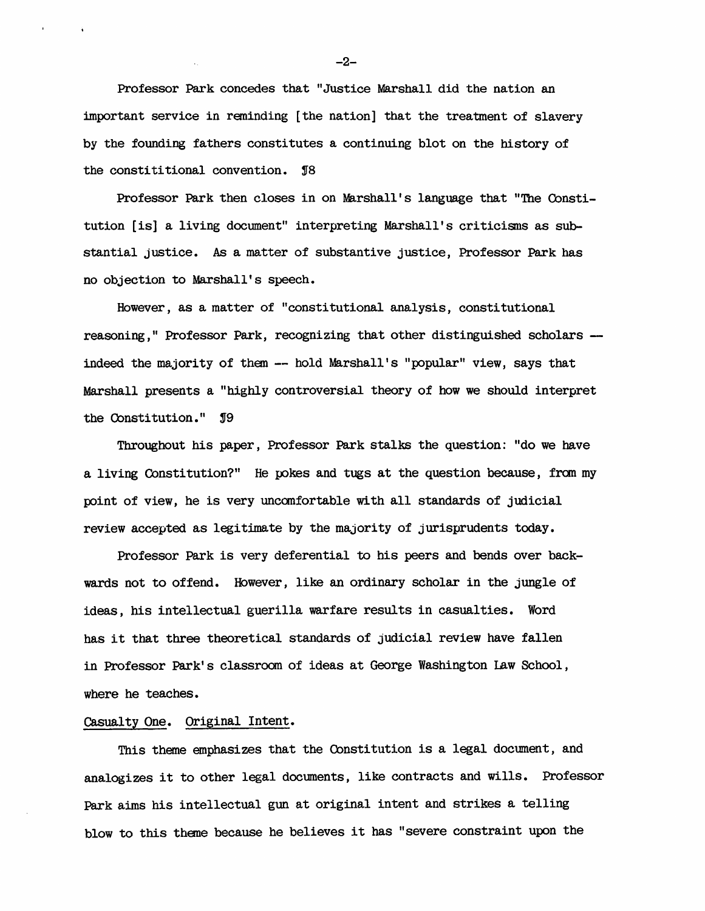Professor Park concedes that "Justice Marshall did the nation an important service in reminding [the nation] that the treatment of slavery by the founding fathers constitutes a continuing blot on the history of the constititional convention. ¶8

Professor Park then closes in on Marshall's language that "The Constitution [is] a living document" interpreting Marshall's criticisms as substantial justice. As a matter of substantive justice, Professor Park has no objection to Marshall's speech.

However, as a matter of "constitutional analysis, constitutional reasoning," Professor Park, recognizing that other distinguished scholars — indeed the majority of them — hold Marshall's "popular" view, says that Marshall presents a "highly controversial theory of how we should interpret the Constitution." ¶9

Throughout his paper, Professor Park stalks the question: "do we have a living Constitution?" He pokes and tugs at the question because, from my point of view, he is very uncomfortable with all standards of judicial review accepted as legitimate by the majority of jurisprudents today.

Professor Park is very deferential to his peers and bends over backwards not to offend. However, like an ordinary scholar in the jungle of ideas, his intellectual guerilla warfare results in casualties. Word has it that three theoretical standards of judicial review have fallen in Professor Park's classroom of ideas at George Washington Law School, where he teaches.

Casualty One. Original Intent.

This theme emphasizes that the Constitution is a legal document, and analogizes it to other legal documents, like contracts and wills. Professor Park aims his intellectual gun at original intent and strikes a telling blow to this theme because he believes it has "severe constraint upon the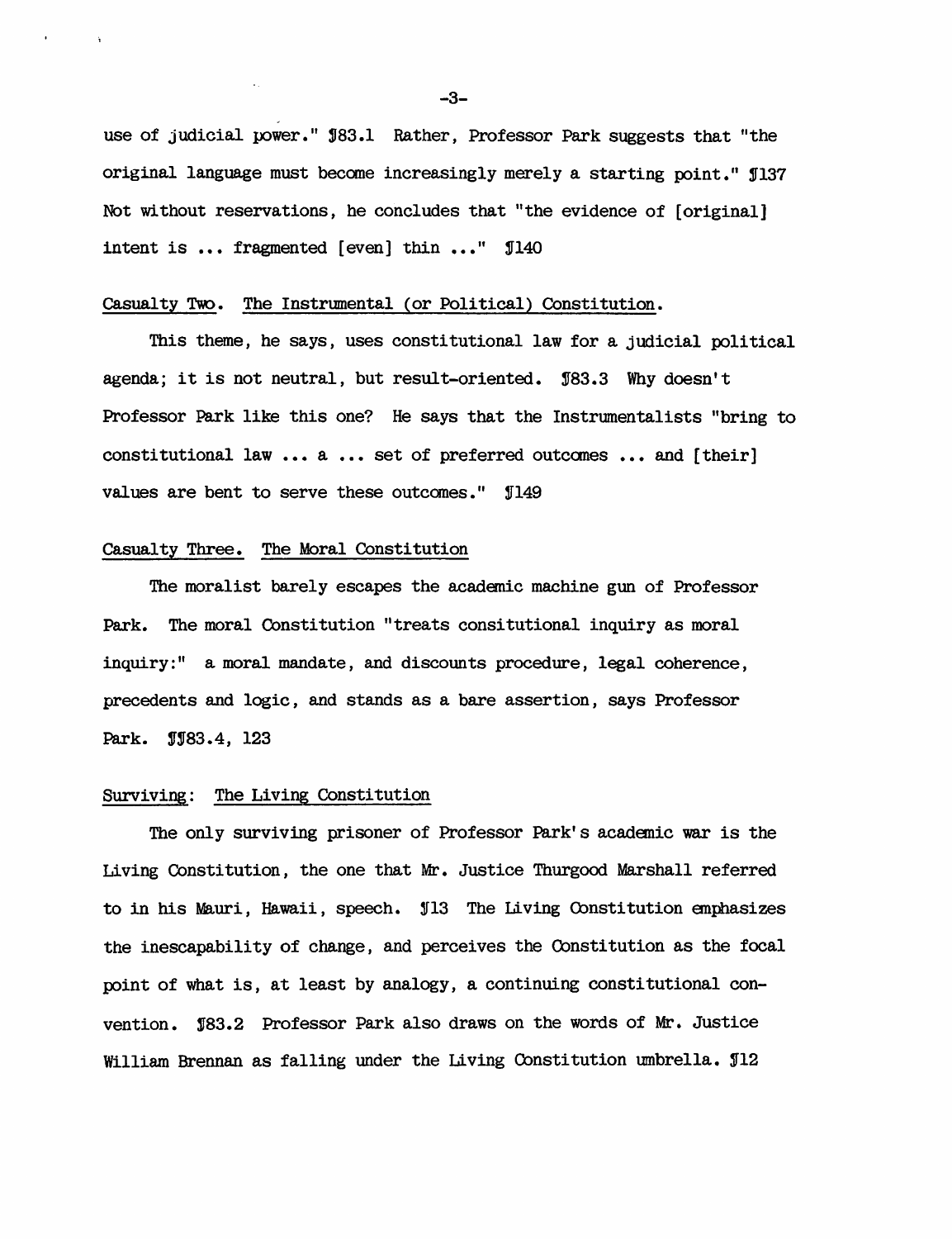use of judicial power." ¶83.1 Rather, Professor Park suggests that "the original language must become increasingly merely a starting point." ¶137 Not without reservations, he concludes that "the evidence of [original] intent is ... fragmented [even] thin ..." ¶140

Casualty Two. The Instrumental (or Political) Constitution.

This theme, he says, uses constitutional law for a judicial political agenda; it is not neutral, but result-oriented. ¶83.3 Why doesn't Professor Park like this one? He says that the Instrumentalists "bring to constitutional law ... a ... set of preferred outcomes ... and [their] values are bent to serve these outcomes." ¶149

Casualty Three. The Moral Constitution

The moralist barely escapes the academic machine gun of Professor Park. The moral Constitution "treats consitutional inquiry as moral inquiry:" a moral mandate, and discounts procedure, legal coherence, precedents and logic, and stands as a bare assertion, says Professor Park. ¶¶83.4, 123

Surviving: The Living Constitution

The only surviving prisoner of Professor Park's academic war is the Living Constitution, the one that Mr. Justice Thurgood Marshall referred to in his Mauri, Hawaii, speech. ¶13 The Living Constitution emphasizes the inescapability of change, and perceives the Constitution as the focal point of what is, at least by analogy, a continuing constitutional convention. ¶83.2 Professor Park also draws on the words of Mr. Justice William Brennan as falling under the Living Constitution umbrella. ¶12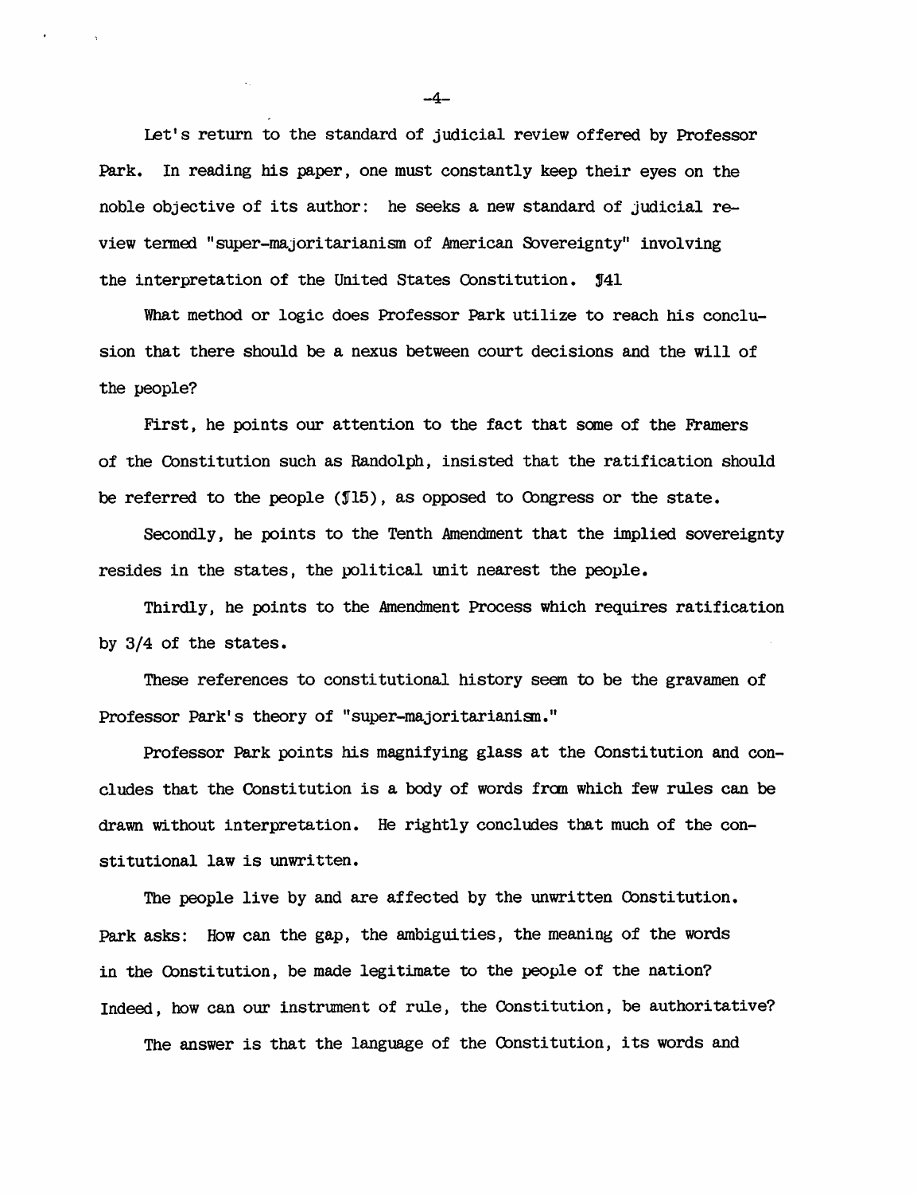Let's return to the standard of judicial review offered by Professor Park. In reading his paper, one must constantly keep their eyes on the noble objective of its author: he seeks a new standard of judicial review termed "super-majoritarianism of American Sovereignty" involving the interpretation of the United States Constitution. ¶41

What method or logic does Professor Park utilize to reach his conclusion that there should be a nexus between court decisions and the will of the people?

First, he points our attention to the fact that some of the Framers of the Constitution such as Randolph, insisted that the ratification should be referred to the people (¶15), as opposed to Congress or the state.

Secondly, he points to the Tenth Amendment that the implied sovereignty resides in the states, the political unit nearest the people.

Thirdly, he points to the Amendment Process which requires ratification by 3/4 of the states.

These references to constitutional history seem to be the gravamen of Professor Park's theory of "super-majoritarianism."

Professor Park points his magnifying glass at the Constitution and concludes that the Constitution is a body of words from which few rules can be drawn without interpretation. He rightly concludes that much of the constitutional law is unwritten.

The people live by and are affected by the unwritten Constitution. Park asks: How can the gap, the ambiguities, the meaning of the words in the Constitution, be made legitimate to the people of the nation? Indeed, how can our instrument of rule, the Constitution, be authoritative?

The answer is that the language of the Constitution, its words and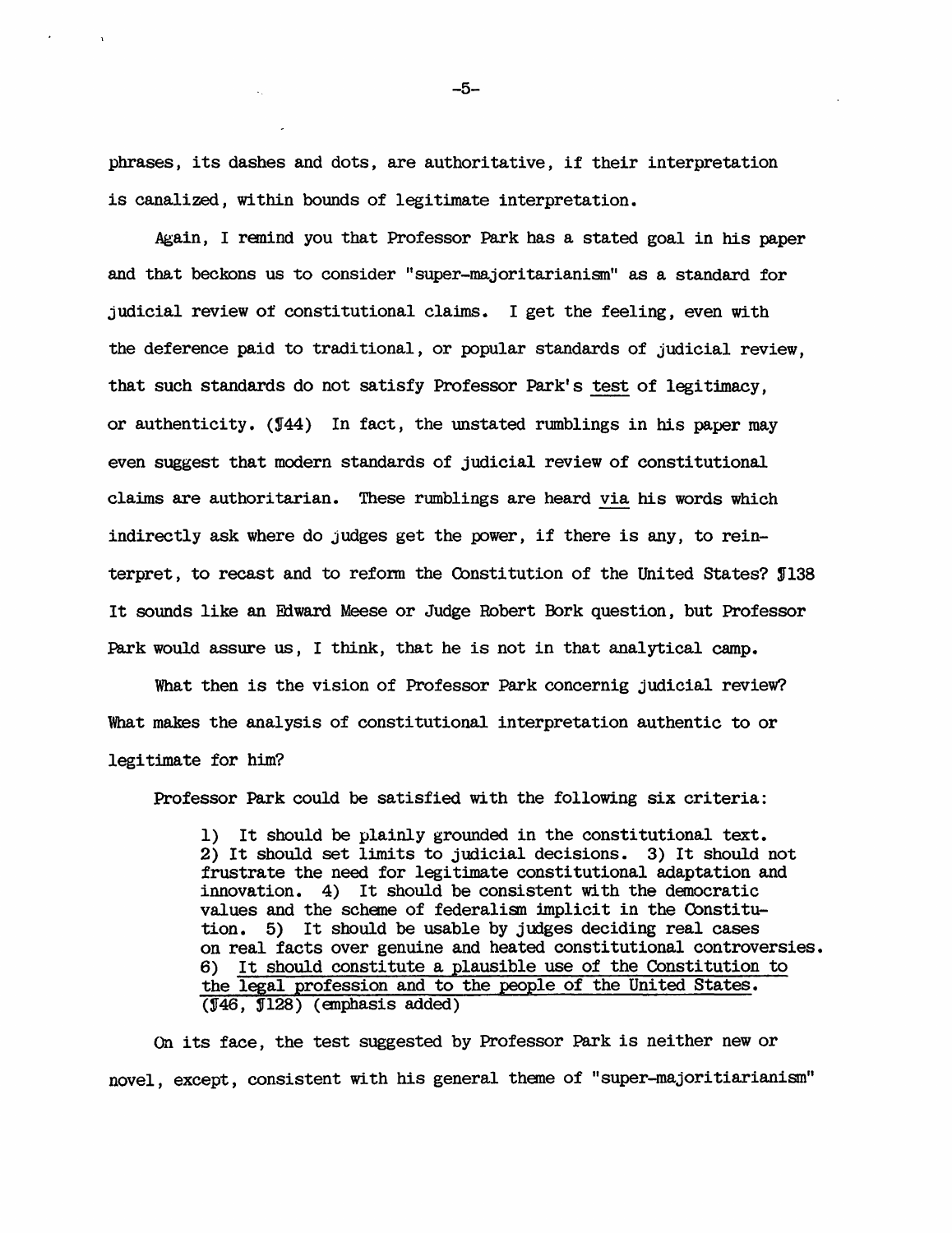phrases, its dashes and dots, are authoritative, if their interpretation is canalized, within bounds of legitimate interpretation.

Again, I remind you that Professor Park has a stated goal in his paper and that beckons us to consider "super-majoritarianism" as a standard for judicial review of constitutional claims. I get the feeling, even with the deference paid to traditional, or popular standards of judicial review, that such standards do not satisfy Professor Park's test of legitimacy, or authenticity. (¶44) In fact, the unstated rumblings in his paper may even suggest that modern standards of judicial review of constitutional claims are authoritarian. These rumblings are heard via his words which indirectly ask where do judges get the power, if there is any, to reinterpret, to recast and to reform the Constitution of the United States? ¶138 It sounds like an Edward Meese or Judge Robert Bork question, but Professor Park would assure us, I think, that he is not in that analytical camp.

What then is the vision of Professor Park concernig judicial review? What makes the analysis of constitutional interpretation authentic to or legitimate for him?

Professor Park could be satisfied with the following six criteria:

> 1) It should be plainly grounded in the constitutional text. 2) It should set limits to judicial decisions. 3) It should not frustrate the need for legitimate constitutional adaptation and innovation. 4) It should be consistent with the democratic values and the scheme of federalism implicit in the Constitution. 5) It should be usable by judges deciding real cases on real facts over genuine and heated constitutional controversies. 6) It should constitute a plausible use of the Constitution to the legal profession and to the people of the United States. (¶46, ¶128) (emphasis added)

On its face, the test suggested by Professor Park is neither new or novel, except, consistent with his general theme of "super-majoritiarianism"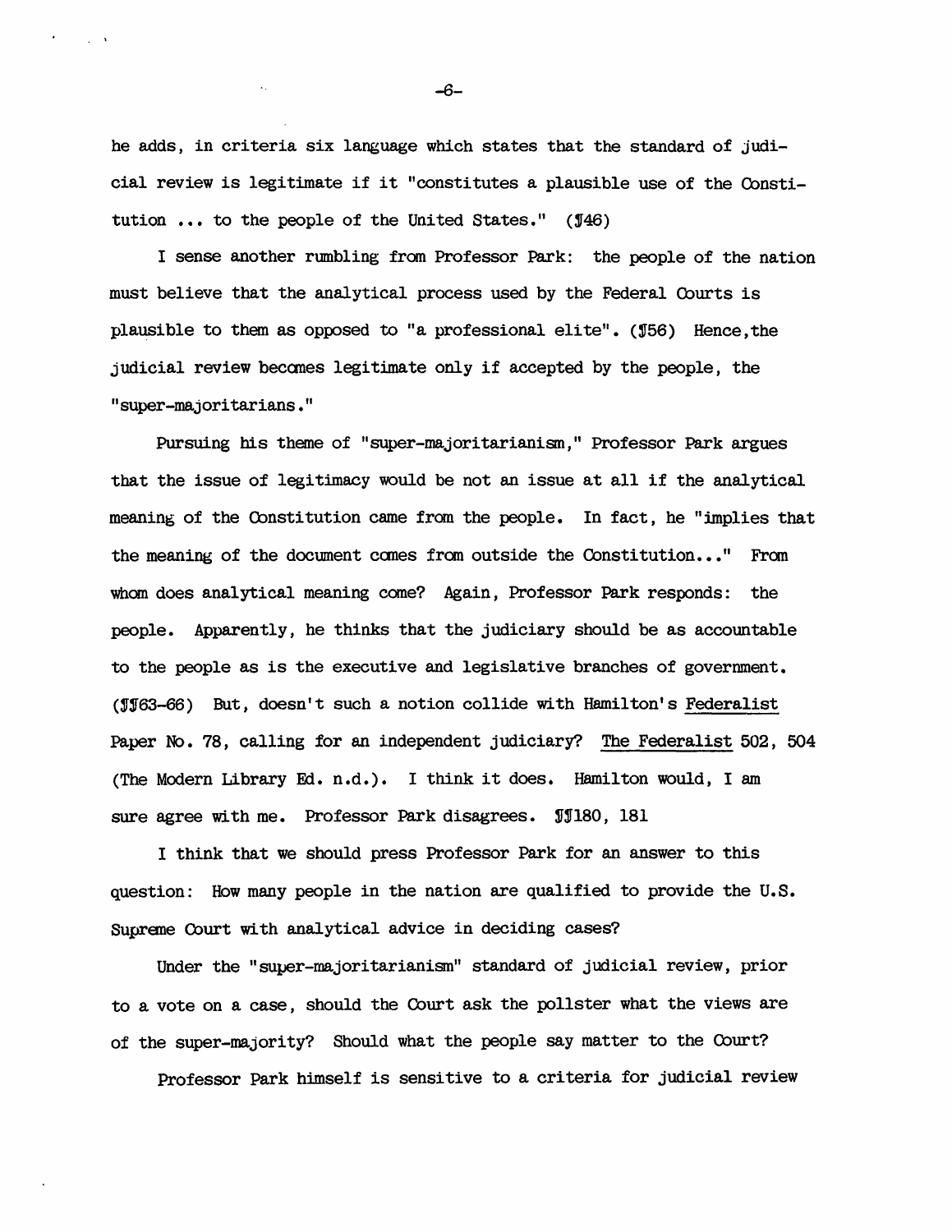he adds, in criteria six language which states that the standard of judicial review is legitimate if it "constitutes a plausible use of the Constitution ... to the people of the United States." (¶46)

I sense another rumbling from Professor Park: the people of the nation must believe that the analytical process used by the Federal Courts is plausible to them as opposed to "a professional elite". (¶56) Hence,the judicial review becomes legitimate only if accepted by the people, the "super-majoritarians."

Pursuing his theme of "super-majoritarianism," Professor Park argues that the issue of legitimacy would be not an issue at all if the analytical meaning of the Constitution came from the people. In fact, he "implies that the meaning of the document comes from outside the Constitution..." From whom does analytical meaning come? Again, Professor Park responds: the people. Apparently, he thinks that the judiciary should be as accountable to the people as is the executive and legislative branches of government. (¶¶63-66) But, doesn't such a notion collide with Hamilton's <u>Federalist</u> Paper No. 78, calling for an independent judiciary? <u>The Federalist</u> 502, 504 (The Modern Library Ed. n.d.). I think it does. Hamilton would, I am sure agree with me. Professor Park disagrees. ¶¶180, 181

I think that we should press Professor Park for an answer to this question: How many people in the nation are qualified to provide the U.S. Supreme Court with analytical advice in deciding cases?

Under the "super-majoritarianism" standard of judicial review, prior to a vote on a case, should the Court ask the pollster what the views are of the super-majority? Should what the people say matter to the Court?

Professor Park himself is sensitive to a criteria for judicial review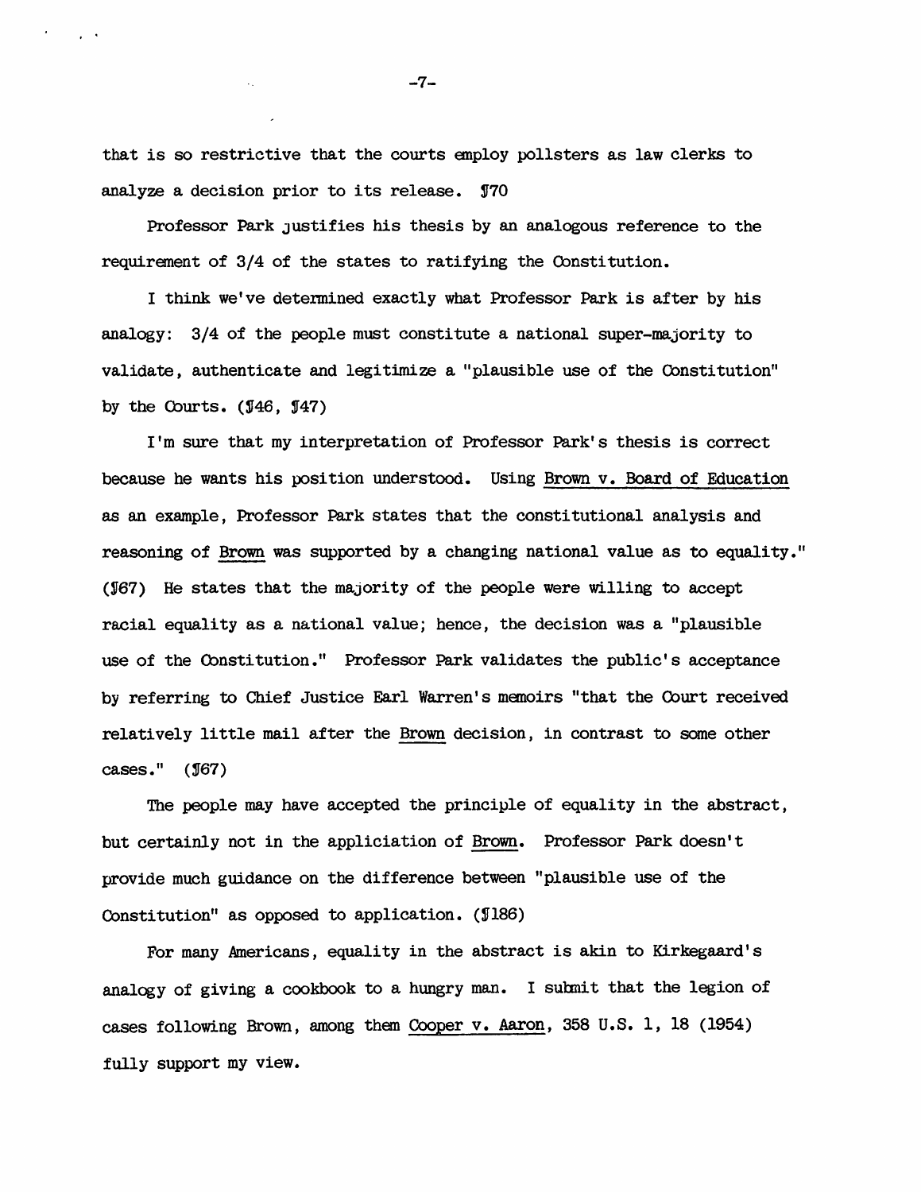that is so restrictive that the courts employ pollsters as law clerks to analyze a decision prior to its release. ¶70

Professor Park justifies his thesis by an analogous reference to the requirement of 3/4 of the states to ratifying the Constitution.

I think we've determined exactly what Professor Park is after by his analogy: 3/4 of the people must constitute a national super-majority to validate, authenticate and legitimize a "plausible use of the Constitution" by the Courts. (¶46, ¶47)

I'm sure that my interpretation of Professor Park's thesis is correct because he wants his position understood. Using Brown v. Board of Education as an example, Professor Park states that the constitutional analysis and reasoning of Brown was supported by a changing national value as to equality." (¶67) He states that the majority of the people were willing to accept racial equality as a national value; hence, the decision was a "plausible use of the Constitution." Professor Park validates the public's acceptance by referring to Chief Justice Earl Warren's memoirs "that the Court received relatively little mail after the Brown decision, in contrast to some other cases." (¶67)

The people may have accepted the principle of equality in the abstract, but certainly not in the appliciation of Brown. Professor Park doesn't provide much guidance on the difference between "plausible use of the Constitution" as opposed to application. (¶186)

For many Americans, equality in the abstract is akin to Kirkegaard's analogy of giving a cookbook to a hungry man. I submit that the legion of cases following Brown, among them Cooper v. Aaron, 358 U.S. 1, 18 (1954) fully support my view.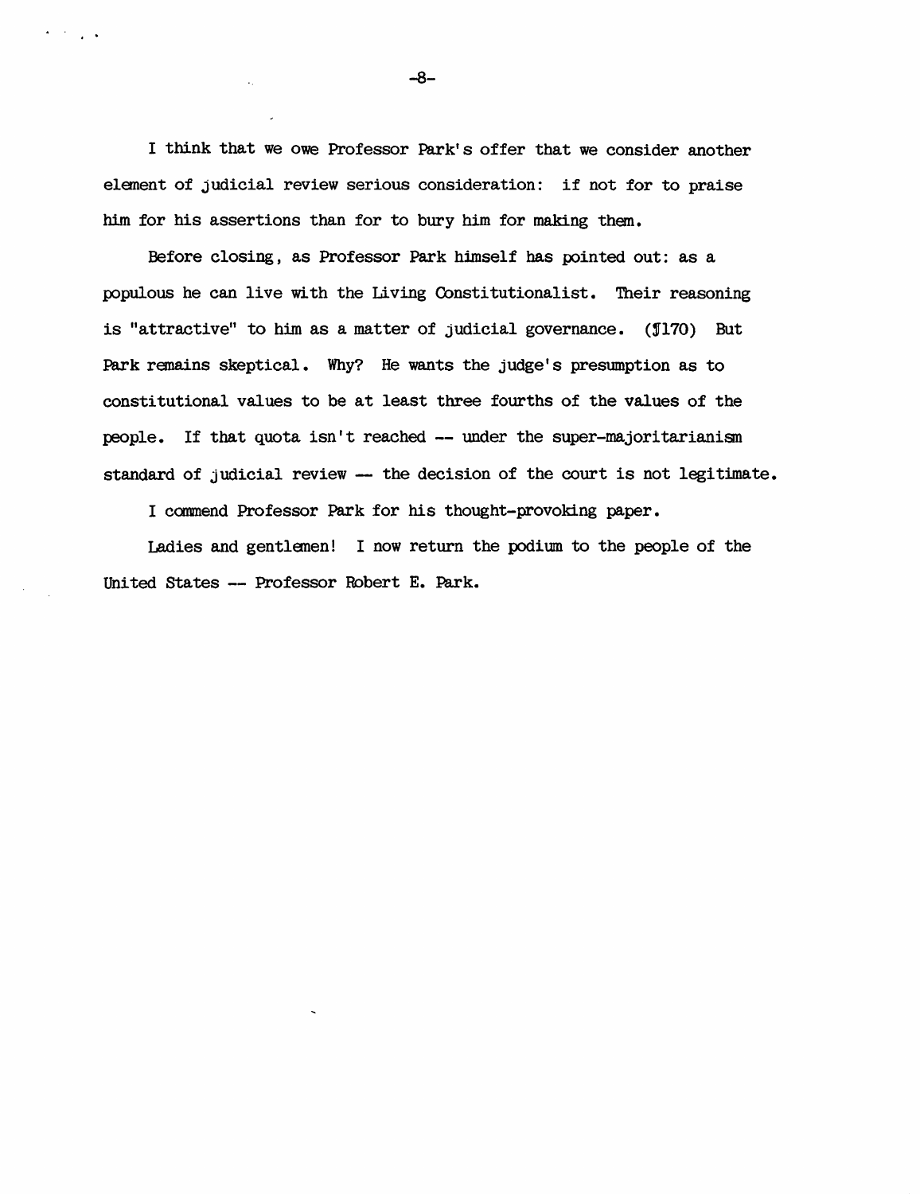I think that we owe Professor Park's offer that we consider another element of judicial review serious consideration: if not for to praise him for his assertions than for to bury him for making them.

Before closing, as Professor Park himself has pointed out: as a populous he can live with the Living Constitutionalist. Their reasoning is "attractive" to him as a matter of judicial governance. (¶170) But Park remains skeptical. Why? He wants the judge's presumption as to constitutional values to be at least three fourths of the values of the people. If that quota isn't reached -- under the super-majoritarianism standard of judicial review -- the decision of the court is not legitimate.

I commend Professor Park for his thought-provoking paper.

Ladies and gentlemen! I now return the podium to the people of the United States -- Professor Robert E. Park.